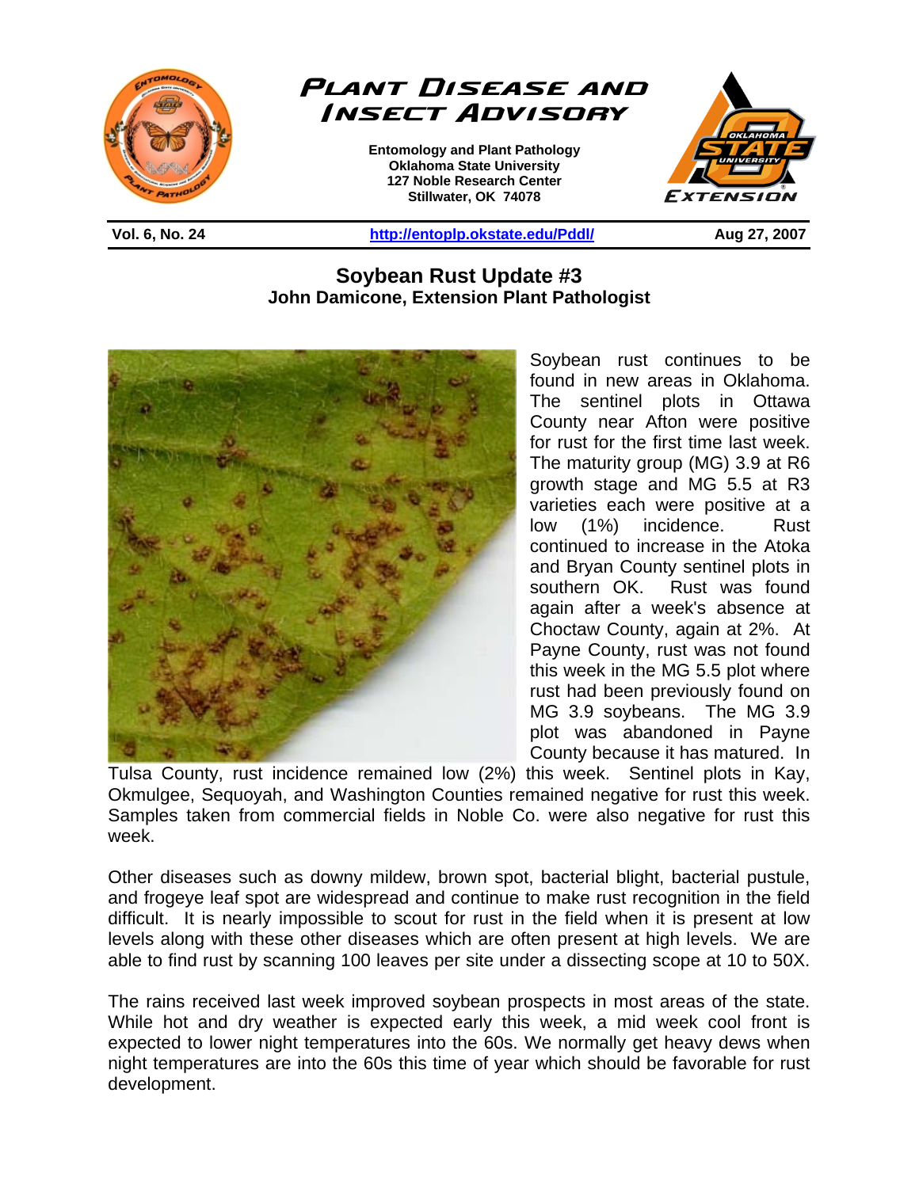# Plant Disease and Insect Advisory

**Entomology and Plant Pathology**
**Oklahoma State University**
**127 Noble Research Center**
**Stillwater, OK 74078**

**Vol. 6, No. 24** | **http://entoplp.okstate.edu/Pddl/** | **Aug 27, 2007**

## Soybean Rust Update #3

**John Damicone, Extension Plant Pathologist**

Soybean rust continues to be found in new areas in Oklahoma. The sentinel plots in Ottawa County near Afton were positive for rust for the first time last week. The maturity group (MG) 3.9 at R6 growth stage and MG 5.5 at R3 varieties each were positive at a low (1%) incidence. Rust continued to increase in the Atoka and Bryan County sentinel plots in southern OK. Rust was found again after a week's absence at Choctaw County, again at 2%. At Payne County, rust was not found this week in the MG 5.5 plot where rust had been previously found on MG 3.9 soybeans. The MG 3.9 plot was abandoned in Payne County because it has matured. In Tulsa County, rust incidence remained low (2%) this week. Sentinel plots in Kay, Okmulgee, Sequoyah, and Washington Counties remained negative for rust this week. Samples taken from commercial fields in Noble Co. were also negative for rust this week.

Other diseases such as downy mildew, brown spot, bacterial blight, bacterial pustule, and frogeye leaf spot are widespread and continue to make rust recognition in the field difficult. It is nearly impossible to scout for rust in the field when it is present at low levels along with these other diseases which are often present at high levels. We are able to find rust by scanning 100 leaves per site under a dissecting scope at 10 to 50X.

The rains received last week improved soybean prospects in most areas of the state. While hot and dry weather is expected early this week, a mid week cool front is expected to lower night temperatures into the 60s. We normally get heavy dews when night temperatures are into the 60s this time of year which should be favorable for rust development.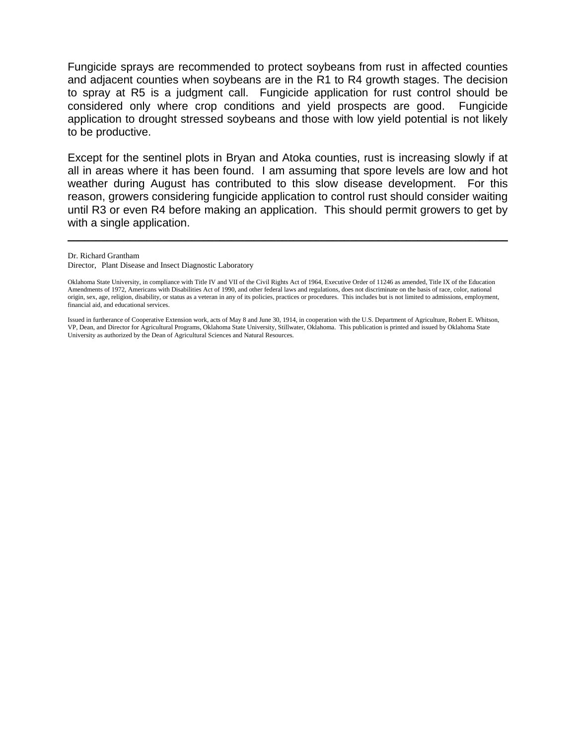Fungicide sprays are recommended to protect soybeans from rust in affected counties and adjacent counties when soybeans are in the R1 to R4 growth stages. The decision to spray at R5 is a judgment call. Fungicide application for rust control should be considered only where crop conditions and yield prospects are good. Fungicide application to drought stressed soybeans and those with low yield potential is not likely to be productive.

Except for the sentinel plots in Bryan and Atoka counties, rust is increasing slowly if at all in areas where it has been found. I am assuming that spore levels are low and hot weather during August has contributed to this slow disease development. For this reason, growers considering fungicide application to control rust should consider waiting until R3 or even R4 before making an application. This should permit growers to get by with a single application.

---

Dr. Richard Grantham
Director, Plant Disease and Insect Diagnostic Laboratory

Oklahoma State University, in compliance with Title IV and VII of the Civil Rights Act of 1964, Executive Order of 11246 as amended, Title IX of the Education Amendments of 1972, Americans with Disabilities Act of 1990, and other federal laws and regulations, does not discriminate on the basis of race, color, national origin, sex, age, religion, disability, or status as a veteran in any of its policies, practices or procedures. This includes but is not limited to admissions, employment, financial aid, and educational services.

Issued in furtherance of Cooperative Extension work, acts of May 8 and June 30, 1914, in cooperation with the U.S. Department of Agriculture, Robert E. Whitson, VP, Dean, and Director for Agricultural Programs, Oklahoma State University, Stillwater, Oklahoma. This publication is printed and issued by Oklahoma State University as authorized by the Dean of Agricultural Sciences and Natural Resources.